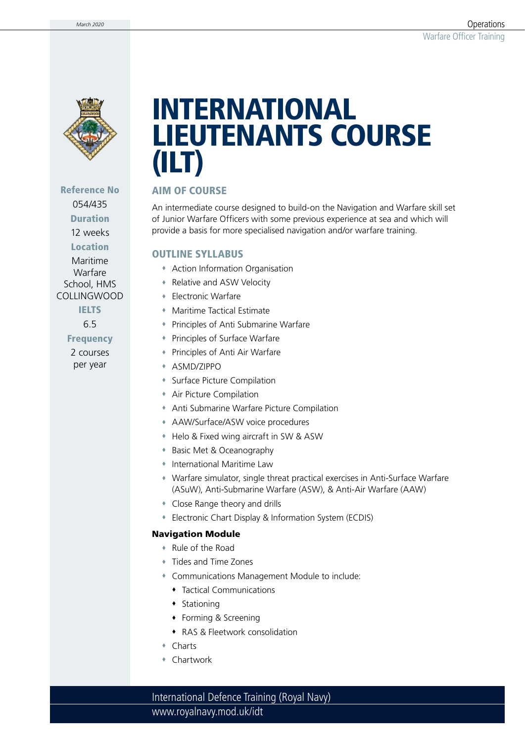# INTERNATIONAL LIEUTENANTS COURSE (ILT)

**Reference No**
054/435

**Duration**
12 weeks

**Location**
Maritime Warfare School, HMS COLLINGWOOD

**IELTS**
6.5

**Frequency**
2 courses per year

## AIM OF COURSE

An intermediate course designed to build-on the Navigation and Warfare skill set of Junior Warfare Officers with some previous experience at sea and which will provide a basis for more specialised navigation and/or warfare training.

## OUTLINE SYLLABUS

- Action Information Organisation
- Relative and ASW Velocity
- Electronic Warfare
- Maritime Tactical Estimate
- Principles of Anti Submarine Warfare
- Principles of Surface Warfare
- Principles of Anti Air Warfare
- ASMD/ZIPPO
- Surface Picture Compilation
- Air Picture Compilation
- Anti Submarine Warfare Picture Compilation
- AAW/Surface/ASW voice procedures
- Helo & Fixed wing aircraft in SW & ASW
- Basic Met & Oceanography
- International Maritime Law
- Warfare simulator, single threat practical exercises in Anti-Surface Warfare (ASuW), Anti-Submarine Warfare (ASW), & Anti-Air Warfare (AAW)
- Close Range theory and drills
- Electronic Chart Display & Information System (ECDIS)

**Navigation Module**

- Rule of the Road
- Tides and Time Zones
- Communications Management Module to include:
  - Tactical Communications
  - Stationing
  - Forming & Screening
  - RAS & Fleetwork consolidation
- Charts
- Chartwork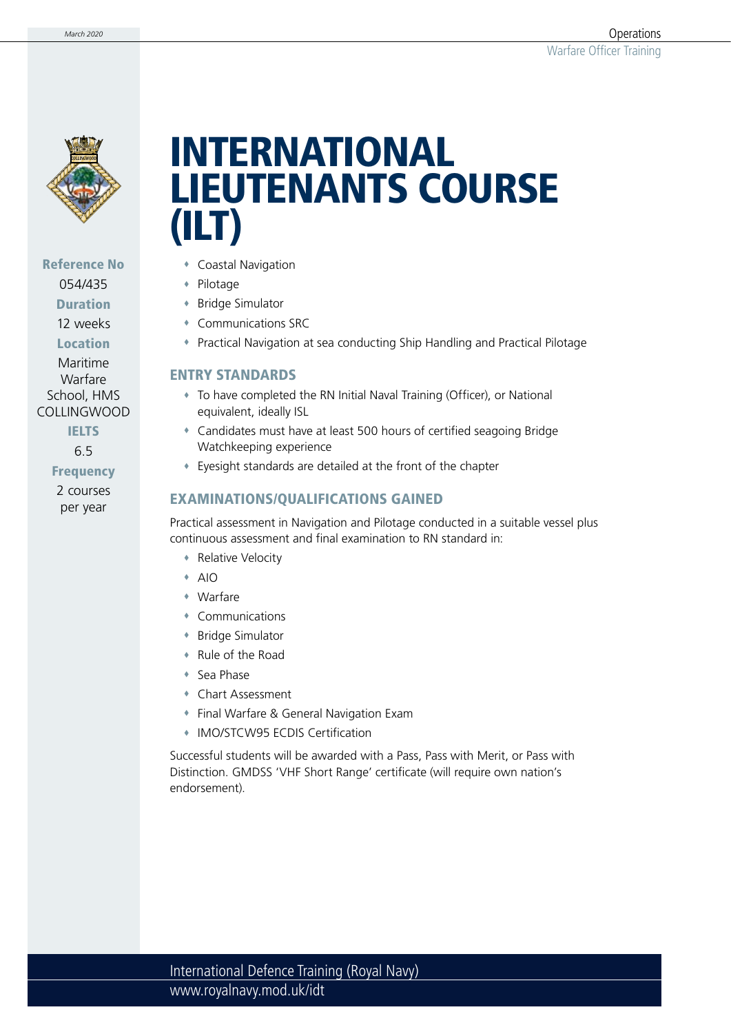# INTERNATIONAL LIEUTENANTS COURSE (ILT)

**Reference No**
054/435

**Duration**
12 weeks

**Location**
Maritime Warfare School, HMS COLLINGWOOD

**IELTS**
6.5

**Frequency**
2 courses per year

- Coastal Navigation
- Pilotage
- Bridge Simulator
- Communications SRC
- Practical Navigation at sea conducting Ship Handling and Practical Pilotage

## ENTRY STANDARDS

- To have completed the RN Initial Naval Training (Officer), or National equivalent, ideally ISL
- Candidates must have at least 500 hours of certified seagoing Bridge Watchkeeping experience
- Eyesight standards are detailed at the front of the chapter

## EXAMINATIONS/QUALIFICATIONS GAINED

Practical assessment in Navigation and Pilotage conducted in a suitable vessel plus continuous assessment and final examination to RN standard in:

- Relative Velocity
- AIO
- Warfare
- Communications
- Bridge Simulator
- Rule of the Road
- Sea Phase
- Chart Assessment
- Final Warfare & General Navigation Exam
- IMO/STCW95 ECDIS Certification

Successful students will be awarded with a Pass, Pass with Merit, or Pass with Distinction. GMDSS 'VHF Short Range' certificate (will require own nation's endorsement).